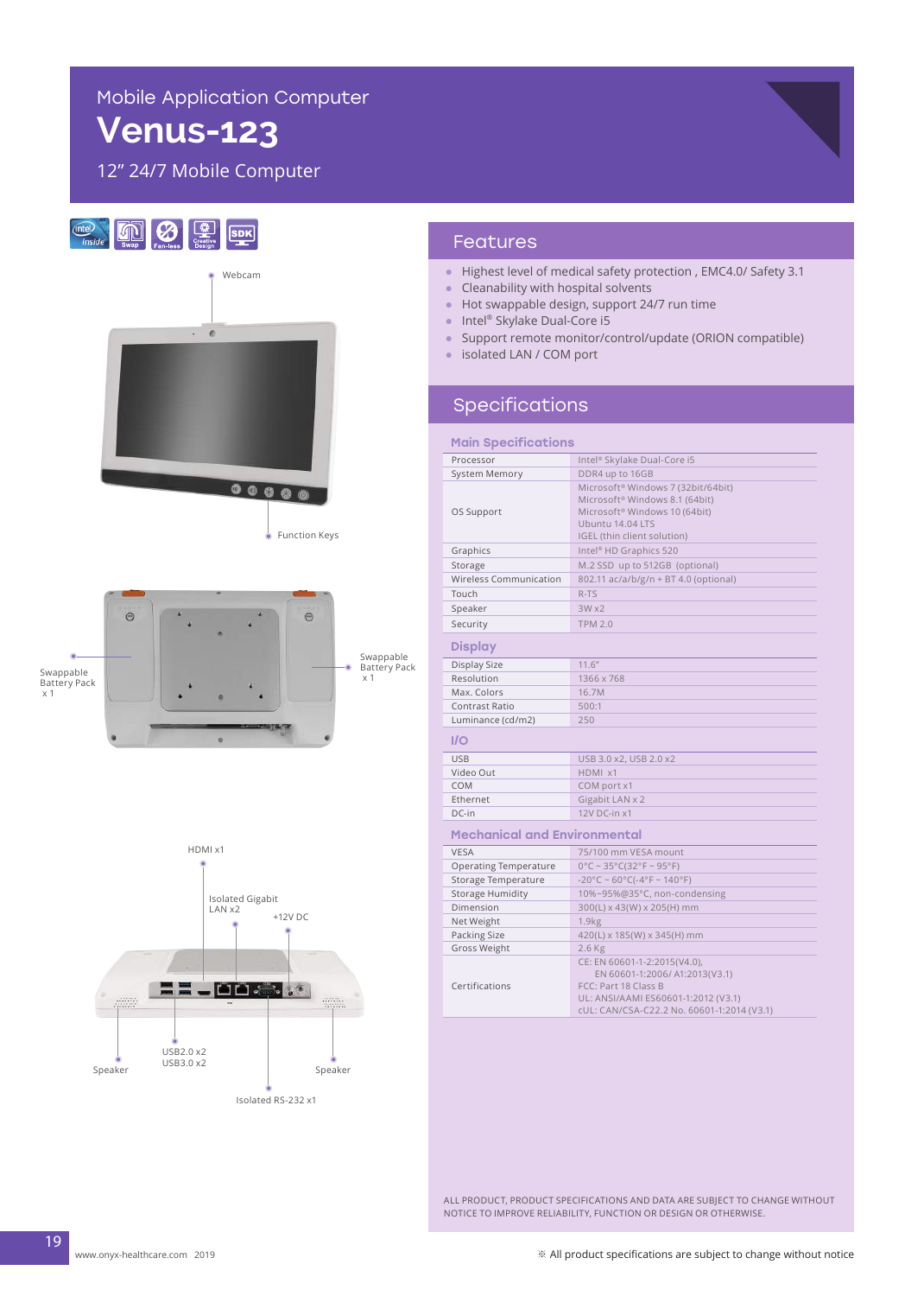Mobile Application Computer

# Venus-123

12” 24/7 Mobile Computer

Webcam

Function Keys

Swappable Battery Pack x 1

Swappable Battery Pack x 1

HDMI x1

Isolated Gigabit LAN x2

+12V DC

USB2.0 x2
USB3.0 x2

Speaker

Speaker

Isolated RS-232 x1

## Features

- Highest level of medical safety protection , EMC4.0/ Safety 3.1
- Cleanability with hospital solvents
- Hot swappable design, support 24/7 run time
- Intel® Skylake Dual-Core i5
- Support remote monitor/control/update (ORION compatible)
- isolated LAN / COM port

## Specifications

### Main Specifications

| | |
|---|---|
| Processor | Intel® Skylake Dual-Core i5 |
| System Memory | DDR4 up to 16GB |
| OS Support | Microsoft® Windows 7 (32bit/64bit)<br>Microsoft® Windows 8.1 (64bit)<br>Microsoft® Windows 10 (64bit)<br>Ubuntu 14.04 LTS<br>IGEL (thin client solution) |
| Graphics | Intel® HD Graphics 520 |
| Storage | M.2 SSD up to 512GB (optional) |
| Wireless Communication | 802.11 ac/a/b/g/n + BT 4.0 (optional) |
| Touch | R-TS |
| Speaker | 3W x2 |
| Security | TPM 2.0 |

### Display

| | |
|---|---|
| Display Size | 11.6” |
| Resolution | 1366 x 768 |
| Max. Colors | 16.7M |
| Contrast Ratio | 500:1 |
| Luminance (cd/m2) | 250 |

### I/O

| | |
|---|---|
| USB | USB 3.0 x2, USB 2.0 x2 |
| Video Out | HDMI x1 |
| COM | COM port x1 |
| Ethernet | Gigabit LAN x 2 |
| DC-in | 12V DC-in x1 |

### Mechanical and Environmental

| | |
|---|---|
| VESA | 75/100 mm VESA mount |
| Operating Temperature | 0°C ~ 35°C(32°F ~ 95°F) |
| Storage Temperature | -20°C ~ 60°C(-4°F ~ 140°F) |
| Storage Humidity | 10%~95%@35°C, non-condensing |
| Dimension | 300(L) x 43(W) x 205(H) mm |
| Net Weight | 1.9kg |
| Packing Size | 420(L) x 185(W) x 345(H) mm |
| Gross Weight | 2.6 Kg |
| Certifications | CE: EN 60601-1-2:2015(V4.0),<br>EN 60601-1:2006/ A1:2013(V3.1)<br>FCC: Part 18 Class B<br>UL: ANSI/AAMI ES60601-1:2012 (V3.1)<br>cUL: CAN/CSA-C22.2 No. 60601-1:2014 (V3.1) |

ALL PRODUCT, PRODUCT SPECIFICATIONS AND DATA ARE SUBJECT TO CHANGE WITHOUT NOTICE TO IMPROVE RELIABILITY, FUNCTION OR DESIGN OR OTHERWISE.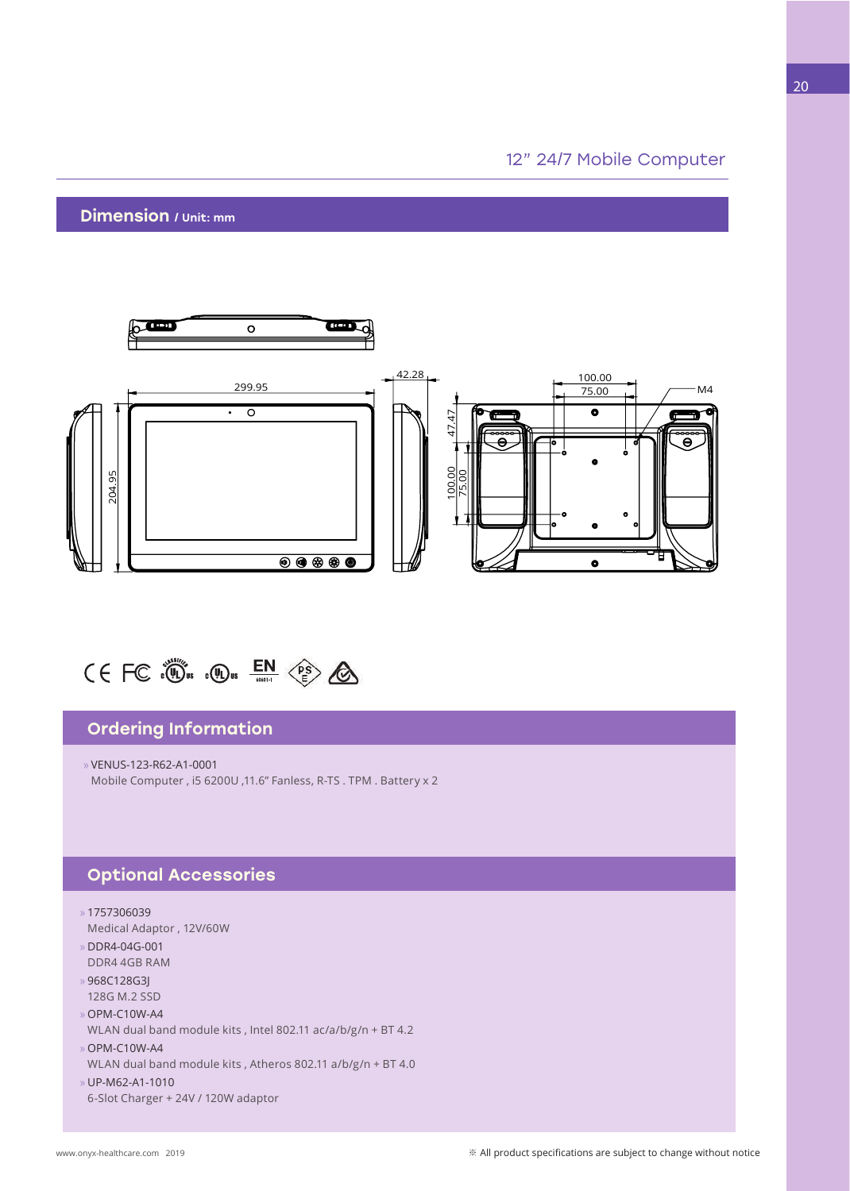12” 24/7 Mobile Computer

## Dimension / Unit: mm

299.95

204.95

42.28

47.47

100.00

75.00

100.00

75.00

M4

## Ordering Information

» VENUS-123-R62-A1-0001
Mobile Computer , i5 6200U ,11.6” Fanless, R-TS . TPM . Battery x 2

## Optional Accessories

» 1757306039
Medical Adaptor , 12V/60W

» DDR4-04G-001
DDR4 4GB RAM

» 968C128G3J
128G M.2 SSD

» OPM-C10W-A4
WLAN dual band module kits , Intel 802.11 ac/a/b/g/n + BT 4.2

» OPM-C10W-A4
WLAN dual band module kits , Atheros 802.11 a/b/g/n + BT 4.0

» UP-M62-A1-1010
6-Slot Charger + 24V / 120W adaptor

www.onyx-healthcare.com 2019

※ All product specifications are subject to change without notice